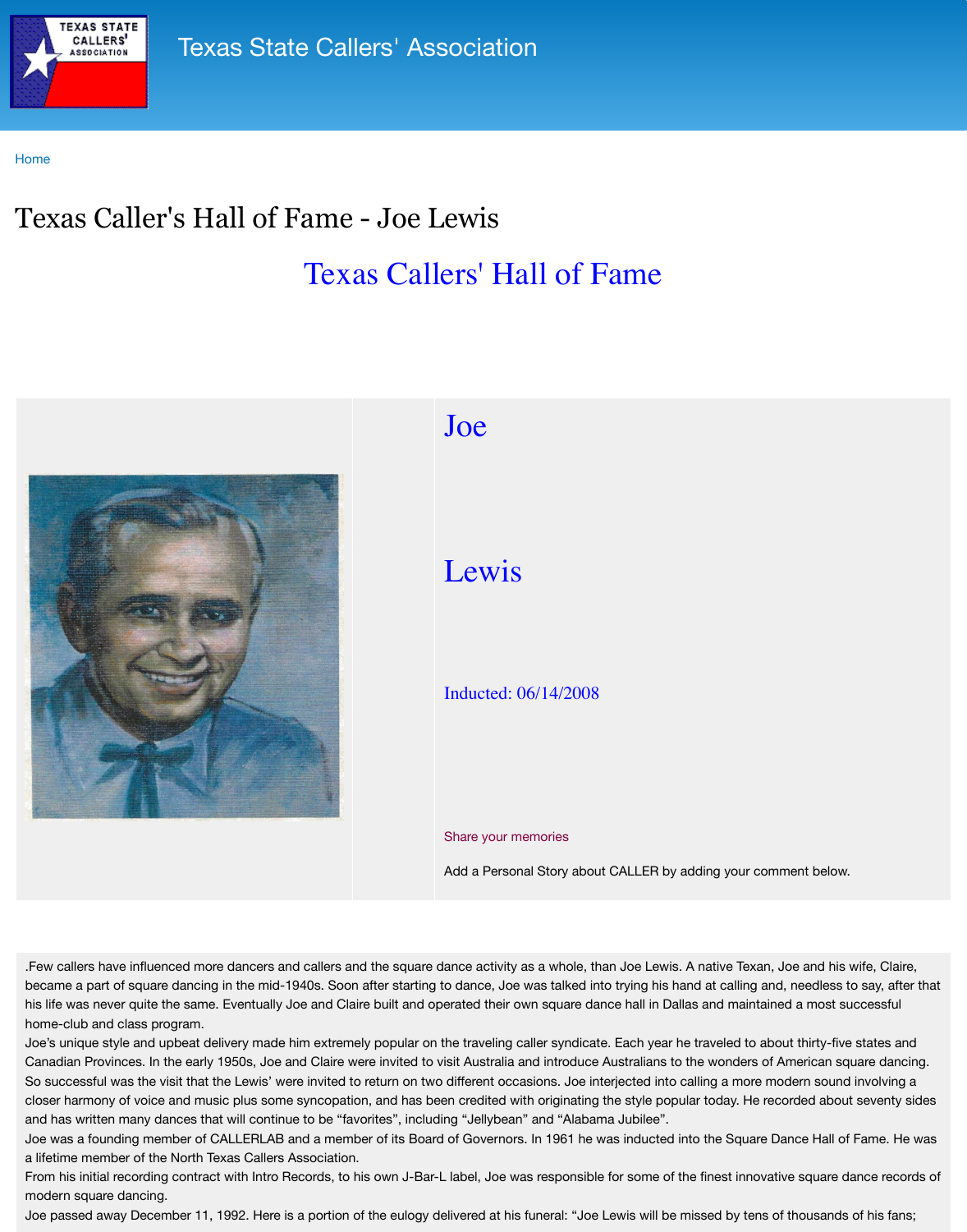Texas State Callers' Association

Home

# Texas Caller's Hall of Fame - Joe Lewis

## Texas Callers' Hall of Fame

Joe

Lewis

Inducted: 06/14/2008

Share your memories

Add a Personal Story about CALLER by adding your comment below.

.Few callers have influenced more dancers and callers and the square dance activity as a whole, than Joe Lewis. A native Texan, Joe and his wife, Claire, became a part of square dancing in the mid-1940s. Soon after starting to dance, Joe was talked into trying his hand at calling and, needless to say, after that his life was never quite the same. Eventually Joe and Claire built and operated their own square dance hall in Dallas and maintained a most successful home-club and class program.

Joe's unique style and upbeat delivery made him extremely popular on the traveling caller syndicate. Each year he traveled to about thirty-five states and Canadian Provinces. In the early 1950s, Joe and Claire were invited to visit Australia and introduce Australians to the wonders of American square dancing. So successful was the visit that the Lewis' were invited to return on two different occasions. Joe interjected into calling a more modern sound involving a closer harmony of voice and music plus some syncopation, and has been credited with originating the style popular today. He recorded about seventy sides and has written many dances that will continue to be "favorites", including "Jellybean" and "Alabama Jubilee".

Joe was a founding member of CALLERLAB and a member of its Board of Governors. In 1961 he was inducted into the Square Dance Hall of Fame. He was a lifetime member of the North Texas Callers Association.

From his initial recording contract with Intro Records, to his own J-Bar-L label, Joe was responsible for some of the finest innovative square dance records of modern square dancing.

Joe passed away December 11, 1992. Here is a portion of the eulogy delivered at his funeral: "Joe Lewis will be missed by tens of thousands of his fans;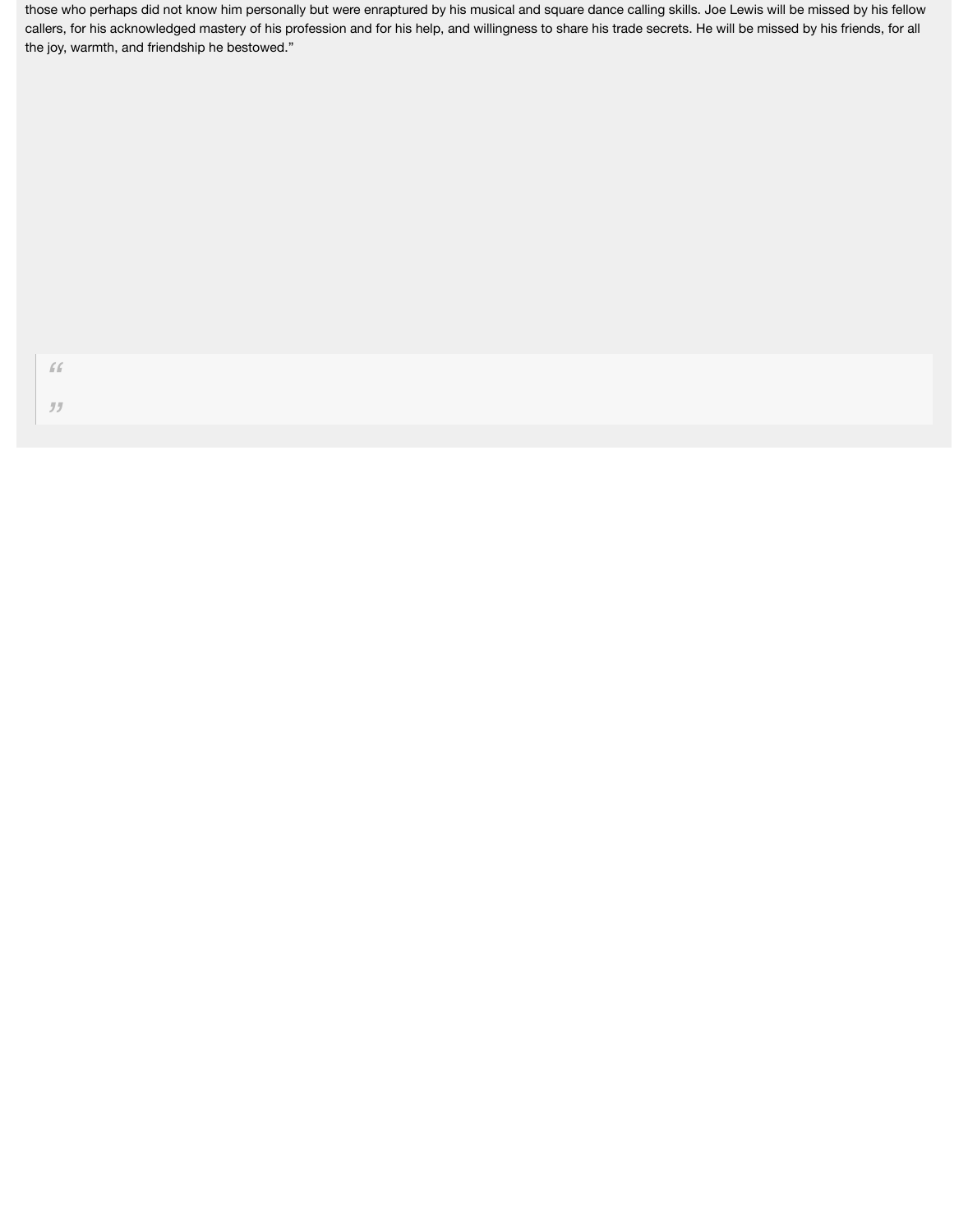those who perhaps did not know him personally but were enraptured by his musical and square dance calling skills. Joe Lewis will be missed by his fellow callers, for his acknowledged mastery of his profession and for his help, and willingness to share his trade secrets. He will be missed by his friends, for all the joy, warmth, and friendship he bestowed."